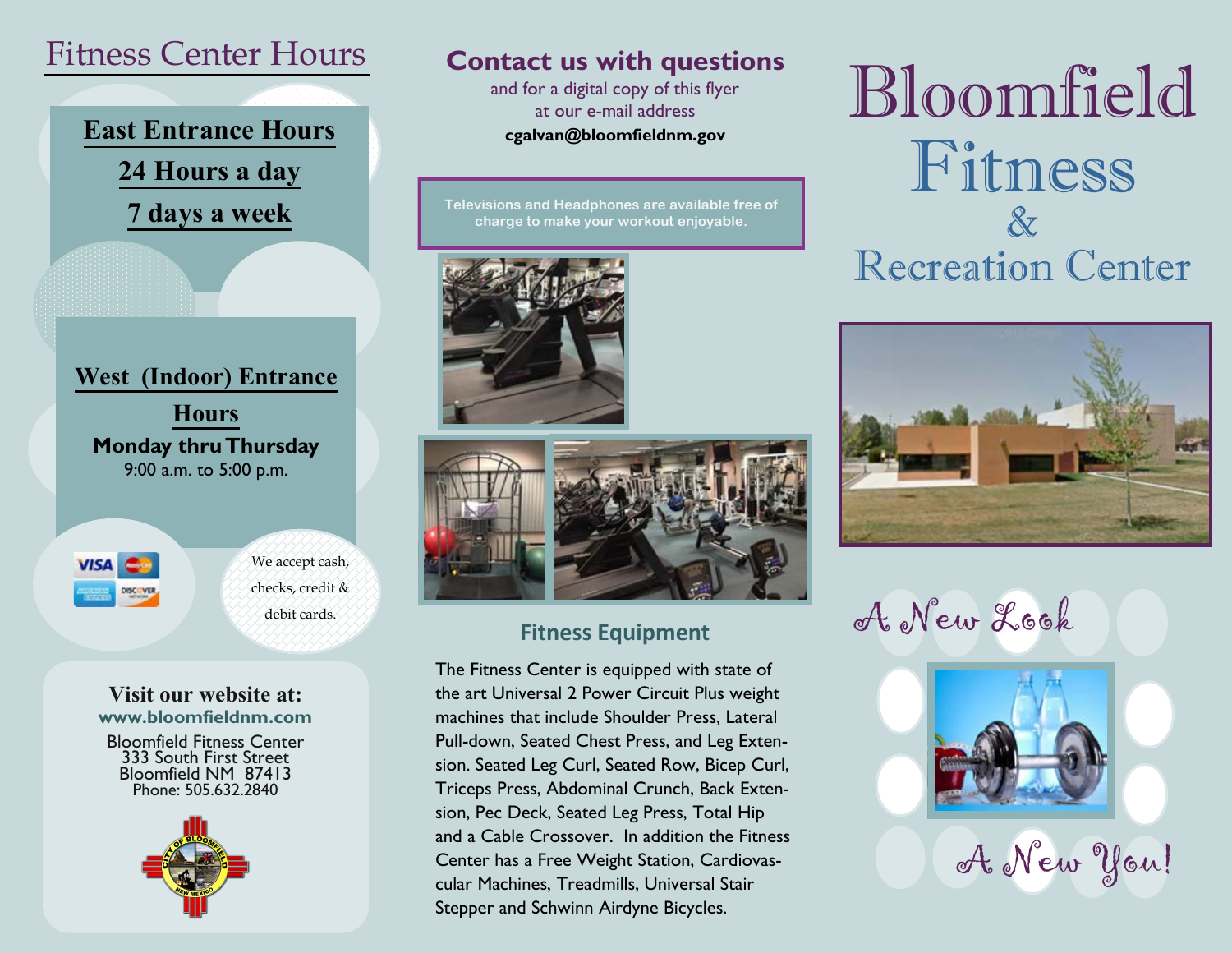# Fitness Center Hours

**East Entrance Hours**

**24 Hours a day**

**7 days a week**

**West (Indoor) Entrance Hours**

**Monday thru Thursday**

9:00 a.m. to 5:00 p.m.

We accept cash, checks, credit & debit cards.

**Visit our website at:**
**www.bloomfieldnm.com**

Bloomfield Fitness Center
333 South First Street
Bloomfield NM 87413
Phone: 505.632.2840

## Contact us with questions

and for a digital copy of this flyer at our e-mail address

**cgalvan@bloomfieldnm.gov**

**Televisions and Headphones are available free of charge to make your workout enjoyable.**

### Fitness Equipment

The Fitness Center is equipped with state of the art Universal 2 Power Circuit Plus weight machines that include Shoulder Press, Lateral Pull-down, Seated Chest Press, and Leg Extension. Seated Leg Curl, Seated Row, Bicep Curl, Triceps Press, Abdominal Crunch, Back Extension, Pec Deck, Seated Leg Press, Total Hip and a Cable Crossover. In addition the Fitness Center has a Free Weight Station, Cardiovascular Machines, Treadmills, Universal Stair Stepper and Schwinn Airdyne Bicycles.

# Bloomfield Fitness & Recreation Center

*A New Look*

*A New You!*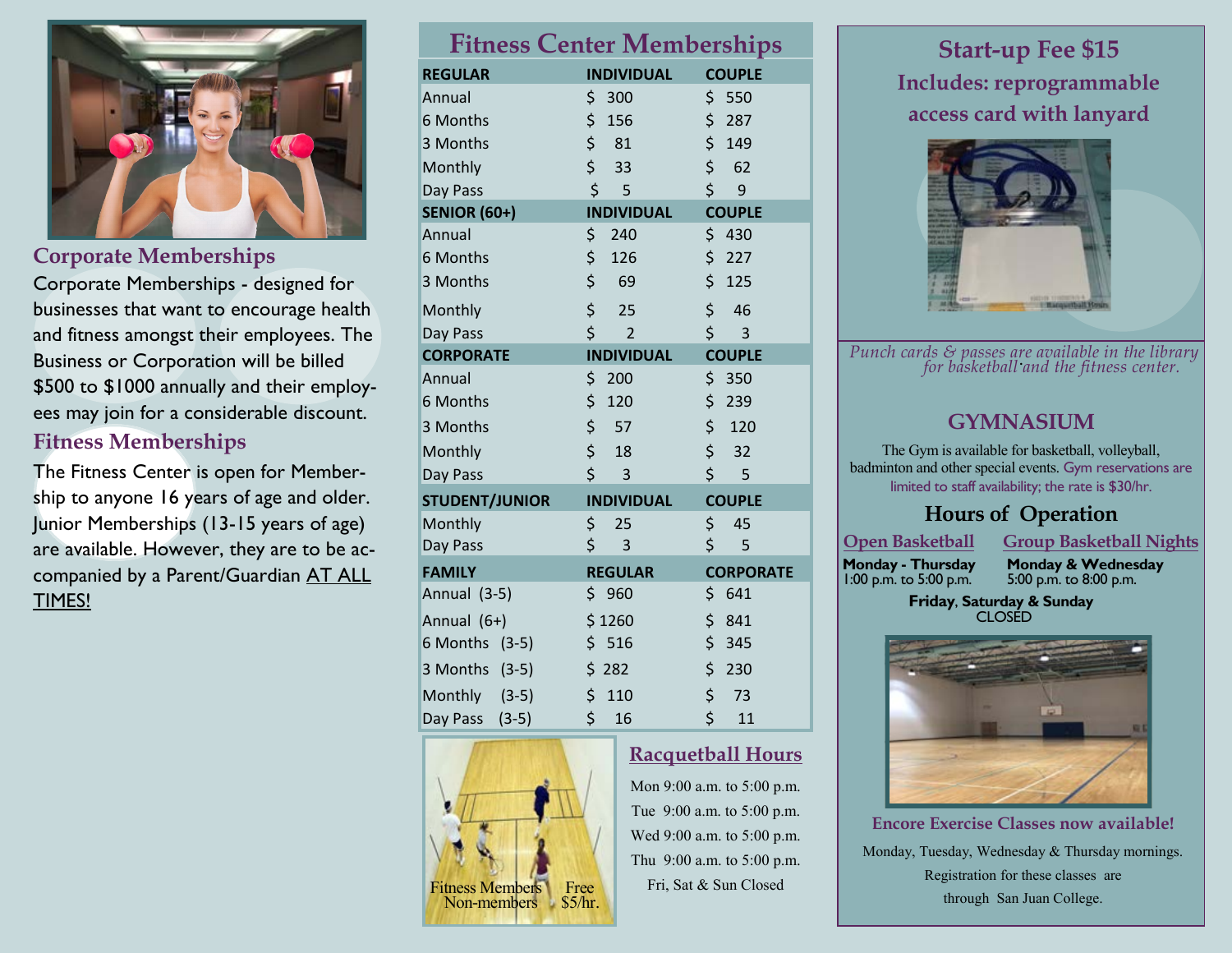## Corporate Memberships

Corporate Memberships - designed for businesses that want to encourage health and fitness amongst their employees. The Business or Corporation will be billed $500 to $1000 annually and their employees may join for a considerable discount.

## Fitness Memberships

The Fitness Center is open for Membership to anyone 16 years of age and older. Junior Memberships (13-15 years of age) are available. However, they are to be accompanied by a Parent/Guardian AT ALL TIMES!

## Fitness Center Memberships

| REGULAR | INDIVIDUAL | COUPLE |
|---|---|---|
| Annual | $ 300 | $ 550 |
| 6 Months | $ 156 | $ 287 |
| 3 Months | $ 81 | $ 149 |
| Monthly | $ 33 | $ 62 |
| Day Pass | $ 5 | $ 9 |
| **SENIOR (60+)** | **INDIVIDUAL** | **COUPLE** |
| Annual | $ 240 | $ 430 |
| 6 Months | $ 126 | $ 227 |
| 3 Months | $ 69 | $ 125 |
| Monthly | $ 25 | $ 46 |
| Day Pass | $ 2 | $ 3 |
| **CORPORATE** | **INDIVIDUAL** | **COUPLE** |
| Annual | $ 200 | $ 350 |
| 6 Months | $ 120 | $ 239 |
| 3 Months | $ 57 | $ 120 |
| Monthly | $ 18 | $ 32 |
| Day Pass | $ 3 | $ 5 |
| **STUDENT/JUNIOR** | **INDIVIDUAL** | **COUPLE** |
| Monthly | $ 25 | $ 45 |
| Day Pass | $ 3 | $ 5 |
| **FAMILY** | **REGULAR** | **CORPORATE** |
| Annual (3-5) | $ 960 | $ 641 |
| Annual (6+) | $ 1260 | $ 841 |
| 6 Months (3-5) | $ 516 | $ 345 |
| 3 Months (3-5) | $ 282 | $ 230 |
| Monthly (3-5) | $ 110 | $ 73 |
| Day Pass (3-5) | $ 16 | $ 11 |

Fitness Members Free
Non-members $5/hr.

## Racquetball Hours

Mon 9:00 a.m. to 5:00 p.m.
Tue 9:00 a.m. to 5:00 p.m.
Wed 9:00 a.m. to 5:00 p.m.
Thu 9:00 a.m. to 5:00 p.m.
Fri, Sat & Sun Closed

## Start-up Fee $15

### Includes: reprogrammable access card with lanyard

*Punch cards & passes are available in the library for basketball and the fitness center.*

## GYMNASIUM

The Gym is available for basketball, volleyball, badminton and other special events. Gym reservations are limited to staff availability; the rate is $30/hr.

### Hours of Operation

**Open Basketball**
**Monday - Thursday**
1:00 p.m. to 5:00 p.m.

**Group Basketball Nights**
**Monday & Wednesday**
5:00 p.m. to 8:00 p.m.

**Friday, Saturday & Sunday**
CLOSED

**Encore Exercise Classes now available!**

Monday, Tuesday, Wednesday & Thursday mornings.
Registration for these classes are through San Juan College.